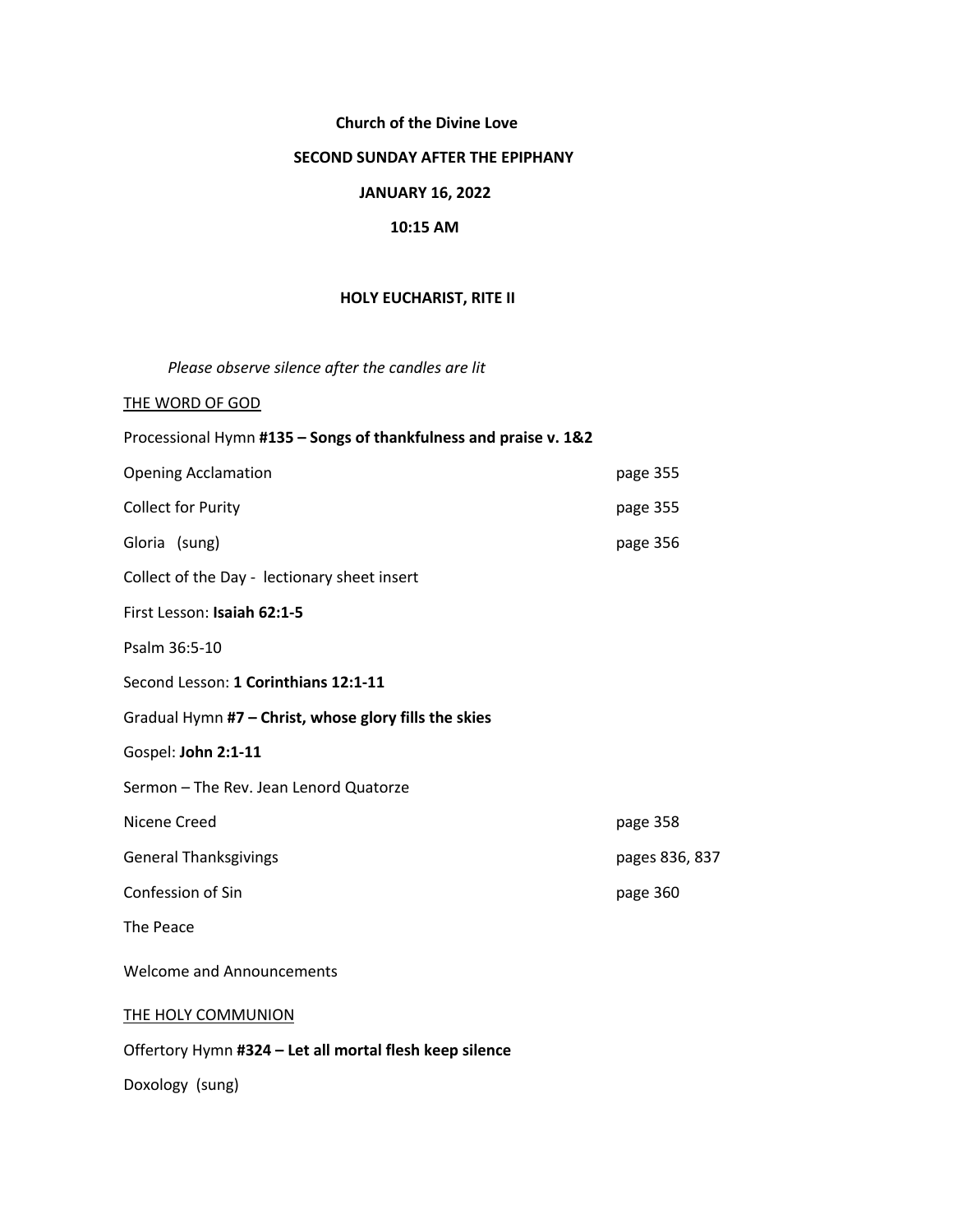**Church of the Divine Love**

**SECOND SUNDAY AFTER THE EPIPHANY**

**JANUARY 16, 2022**

**10:15 AM**

**HOLY EUCHARIST, RITE II**

*Please observe silence after the candles are lit*

THE WORD OF GOD

Processional Hymn **#135 – Songs of thankfulness and praise v. 1&2**

Opening Acclamation page 355

Collect for Purity page 355

Gloria (sung) page 356

Collect of the Day - lectionary sheet insert

First Lesson: **Isaiah 62:1-5**

Psalm 36:5-10

Second Lesson: **1 Corinthians 12:1-11**

Gradual Hymn **#7 – Christ, whose glory fills the skies**

Gospel: **John 2:1-11**

Sermon – The Rev. Jean Lenord Quatorze

Nicene Creed page 358

General Thanksgivings pages 836, 837

Confession of Sin page 360

The Peace

Welcome and Announcements

THE HOLY COMMUNION

Offertory Hymn **#324 – Let all mortal flesh keep silence**

Doxology (sung)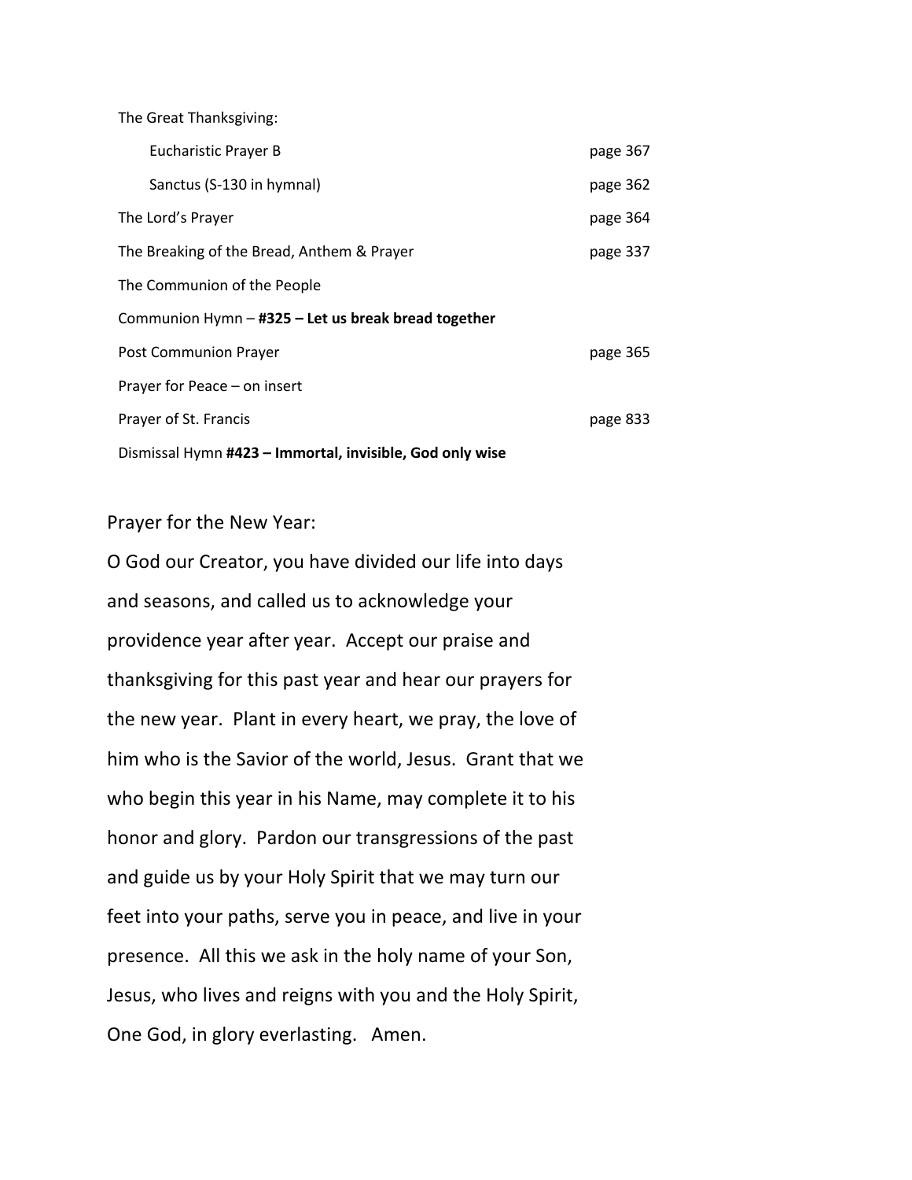The Great Thanksgiving:

| | |
|---|---|
| Eucharistic Prayer B | page 367 |
| Sanctus (S-130 in hymnal) | page 362 |
| The Lord's Prayer | page 364 |
| The Breaking of the Bread, Anthem & Prayer | page 337 |
| The Communion of the People | |
| Communion Hymn – **#325 – Let us break bread together** | |
| Post Communion Prayer | page 365 |
| Prayer for Peace – on insert | |
| Prayer of St. Francis | page 833 |
| Dismissal Hymn **#423 – Immortal, invisible, God only wise** | |

Prayer for the New Year:

O God our Creator, you have divided our life into days and seasons, and called us to acknowledge your providence year after year. Accept our praise and thanksgiving for this past year and hear our prayers for the new year. Plant in every heart, we pray, the love of him who is the Savior of the world, Jesus. Grant that we who begin this year in his Name, may complete it to his honor and glory. Pardon our transgressions of the past and guide us by your Holy Spirit that we may turn our feet into your paths, serve you in peace, and live in your presence. All this we ask in the holy name of your Son, Jesus, who lives and reigns with you and the Holy Spirit, One God, in glory everlasting. Amen.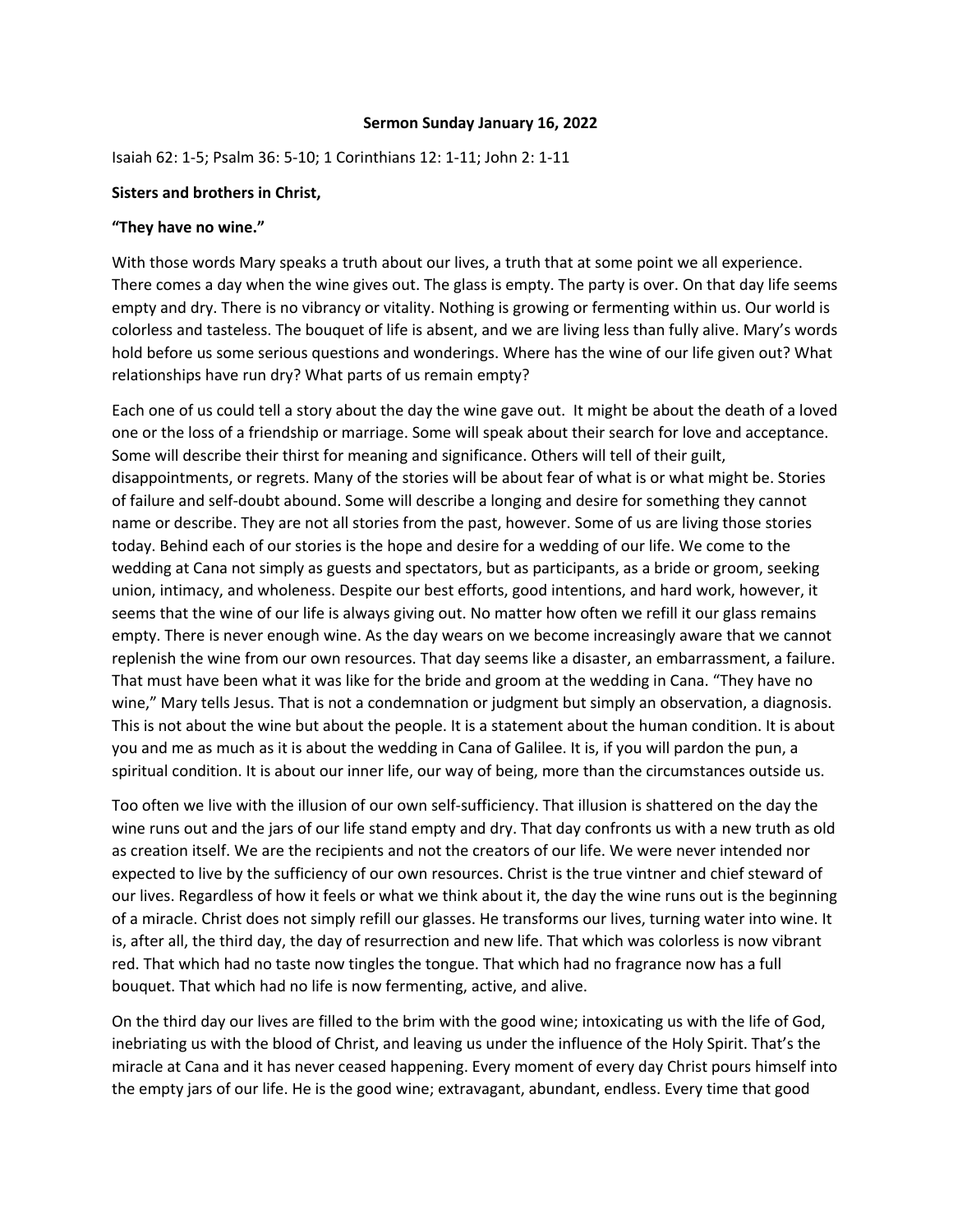**Sermon Sunday January 16, 2022**

Isaiah 62: 1-5; Psalm 36: 5-10; 1 Corinthians 12: 1-11; John 2: 1-11

**Sisters and brothers in Christ,**

**"They have no wine."**

With those words Mary speaks a truth about our lives, a truth that at some point we all experience. There comes a day when the wine gives out. The glass is empty. The party is over. On that day life seems empty and dry. There is no vibrancy or vitality. Nothing is growing or fermenting within us. Our world is colorless and tasteless. The bouquet of life is absent, and we are living less than fully alive. Mary's words hold before us some serious questions and wonderings. Where has the wine of our life given out? What relationships have run dry? What parts of us remain empty?

Each one of us could tell a story about the day the wine gave out. It might be about the death of a loved one or the loss of a friendship or marriage. Some will speak about their search for love and acceptance. Some will describe their thirst for meaning and significance. Others will tell of their guilt, disappointments, or regrets. Many of the stories will be about fear of what is or what might be. Stories of failure and self-doubt abound. Some will describe a longing and desire for something they cannot name or describe. They are not all stories from the past, however. Some of us are living those stories today. Behind each of our stories is the hope and desire for a wedding of our life. We come to the wedding at Cana not simply as guests and spectators, but as participants, as a bride or groom, seeking union, intimacy, and wholeness. Despite our best efforts, good intentions, and hard work, however, it seems that the wine of our life is always giving out. No matter how often we refill it our glass remains empty. There is never enough wine. As the day wears on we become increasingly aware that we cannot replenish the wine from our own resources. That day seems like a disaster, an embarrassment, a failure. That must have been what it was like for the bride and groom at the wedding in Cana. "They have no wine," Mary tells Jesus. That is not a condemnation or judgment but simply an observation, a diagnosis. This is not about the wine but about the people. It is a statement about the human condition. It is about you and me as much as it is about the wedding in Cana of Galilee. It is, if you will pardon the pun, a spiritual condition. It is about our inner life, our way of being, more than the circumstances outside us.

Too often we live with the illusion of our own self-sufficiency. That illusion is shattered on the day the wine runs out and the jars of our life stand empty and dry. That day confronts us with a new truth as old as creation itself. We are the recipients and not the creators of our life. We were never intended nor expected to live by the sufficiency of our own resources. Christ is the true vintner and chief steward of our lives. Regardless of how it feels or what we think about it, the day the wine runs out is the beginning of a miracle. Christ does not simply refill our glasses. He transforms our lives, turning water into wine. It is, after all, the third day, the day of resurrection and new life. That which was colorless is now vibrant red. That which had no taste now tingles the tongue. That which had no fragrance now has a full bouquet. That which had no life is now fermenting, active, and alive.

On the third day our lives are filled to the brim with the good wine; intoxicating us with the life of God, inebriating us with the blood of Christ, and leaving us under the influence of the Holy Spirit. That's the miracle at Cana and it has never ceased happening. Every moment of every day Christ pours himself into the empty jars of our life. He is the good wine; extravagant, abundant, endless. Every time that good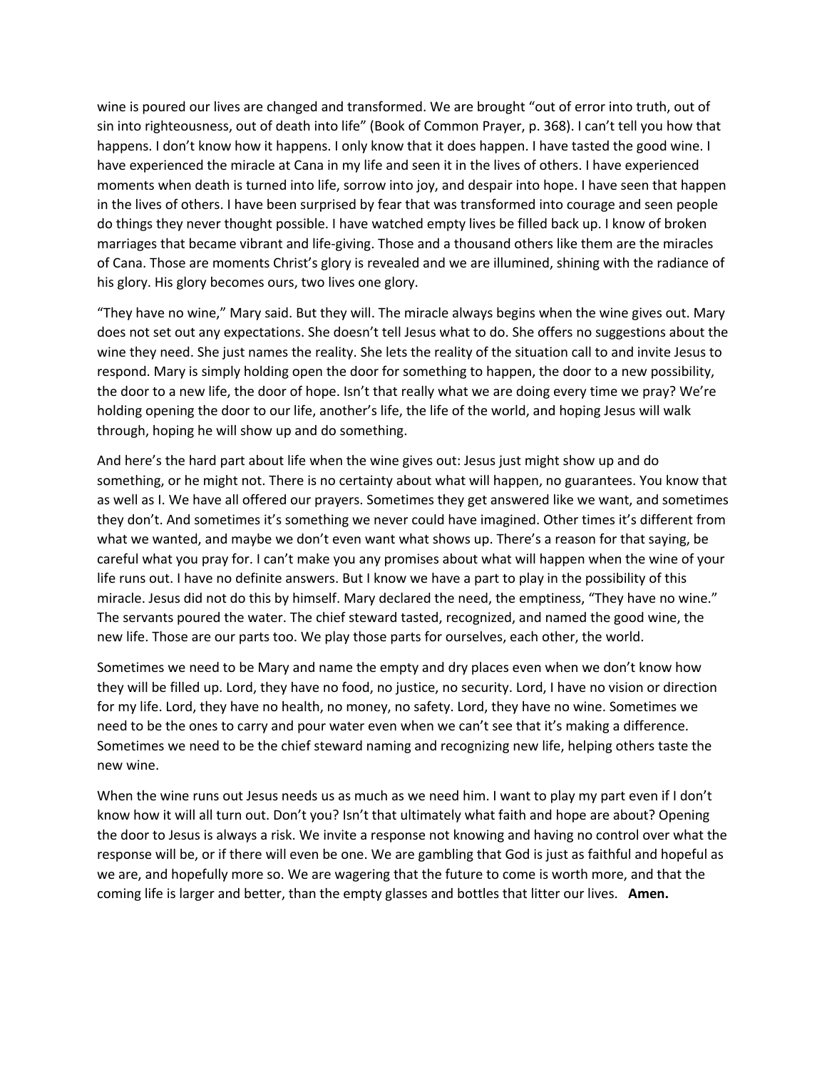wine is poured our lives are changed and transformed. We are brought "out of error into truth, out of sin into righteousness, out of death into life" (Book of Common Prayer, p. 368). I can't tell you how that happens. I don't know how it happens. I only know that it does happen. I have tasted the good wine. I have experienced the miracle at Cana in my life and seen it in the lives of others. I have experienced moments when death is turned into life, sorrow into joy, and despair into hope. I have seen that happen in the lives of others. I have been surprised by fear that was transformed into courage and seen people do things they never thought possible. I have watched empty lives be filled back up. I know of broken marriages that became vibrant and life-giving. Those and a thousand others like them are the miracles of Cana. Those are moments Christ's glory is revealed and we are illumined, shining with the radiance of his glory. His glory becomes ours, two lives one glory.

"They have no wine," Mary said. But they will. The miracle always begins when the wine gives out. Mary does not set out any expectations. She doesn't tell Jesus what to do. She offers no suggestions about the wine they need. She just names the reality. She lets the reality of the situation call to and invite Jesus to respond. Mary is simply holding open the door for something to happen, the door to a new possibility, the door to a new life, the door of hope. Isn't that really what we are doing every time we pray? We're holding opening the door to our life, another's life, the life of the world, and hoping Jesus will walk through, hoping he will show up and do something.

And here's the hard part about life when the wine gives out: Jesus just might show up and do something, or he might not. There is no certainty about what will happen, no guarantees. You know that as well as I. We have all offered our prayers. Sometimes they get answered like we want, and sometimes they don't. And sometimes it's something we never could have imagined. Other times it's different from what we wanted, and maybe we don't even want what shows up. There's a reason for that saying, be careful what you pray for. I can't make you any promises about what will happen when the wine of your life runs out. I have no definite answers. But I know we have a part to play in the possibility of this miracle. Jesus did not do this by himself. Mary declared the need, the emptiness, "They have no wine." The servants poured the water. The chief steward tasted, recognized, and named the good wine, the new life. Those are our parts too. We play those parts for ourselves, each other, the world.

Sometimes we need to be Mary and name the empty and dry places even when we don't know how they will be filled up. Lord, they have no food, no justice, no security. Lord, I have no vision or direction for my life. Lord, they have no health, no money, no safety. Lord, they have no wine. Sometimes we need to be the ones to carry and pour water even when we can't see that it's making a difference. Sometimes we need to be the chief steward naming and recognizing new life, helping others taste the new wine.

When the wine runs out Jesus needs us as much as we need him. I want to play my part even if I don't know how it will all turn out. Don't you? Isn't that ultimately what faith and hope are about? Opening the door to Jesus is always a risk. We invite a response not knowing and having no control over what the response will be, or if there will even be one. We are gambling that God is just as faithful and hopeful as we are, and hopefully more so. We are wagering that the future to come is worth more, and that the coming life is larger and better, than the empty glasses and bottles that litter our lives. **Amen.**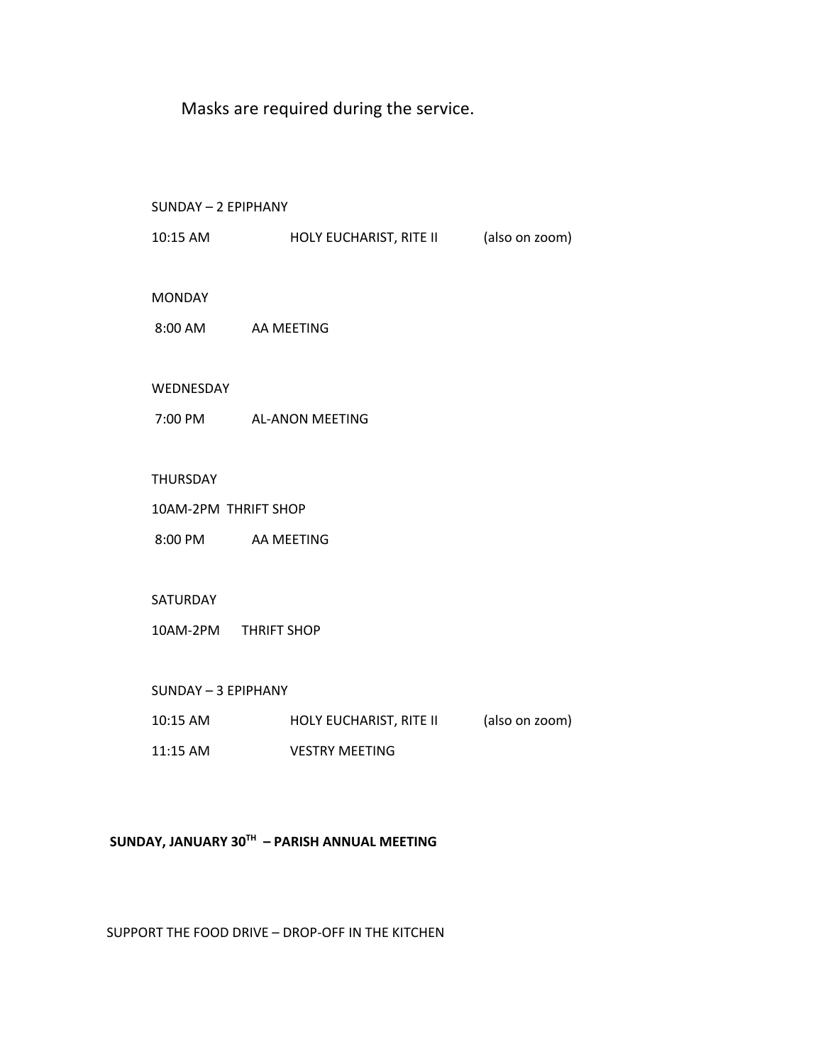Masks are required during the service.

SUNDAY – 2 EPIPHANY

10:15 AM HOLY EUCHARIST, RITE II (also on zoom)

MONDAY

8:00 AM AA MEETING

WEDNESDAY

7:00 PM AL-ANON MEETING

THURSDAY

10AM-2PM THRIFT SHOP

8:00 PM AA MEETING

SATURDAY

10AM-2PM THRIFT SHOP

SUNDAY – 3 EPIPHANY

10:15 AM HOLY EUCHARIST, RITE II (also on zoom)

11:15 AM VESTRY MEETING

**SUNDAY, JANUARY 30TH – PARISH ANNUAL MEETING**

SUPPORT THE FOOD DRIVE – DROP-OFF IN THE KITCHEN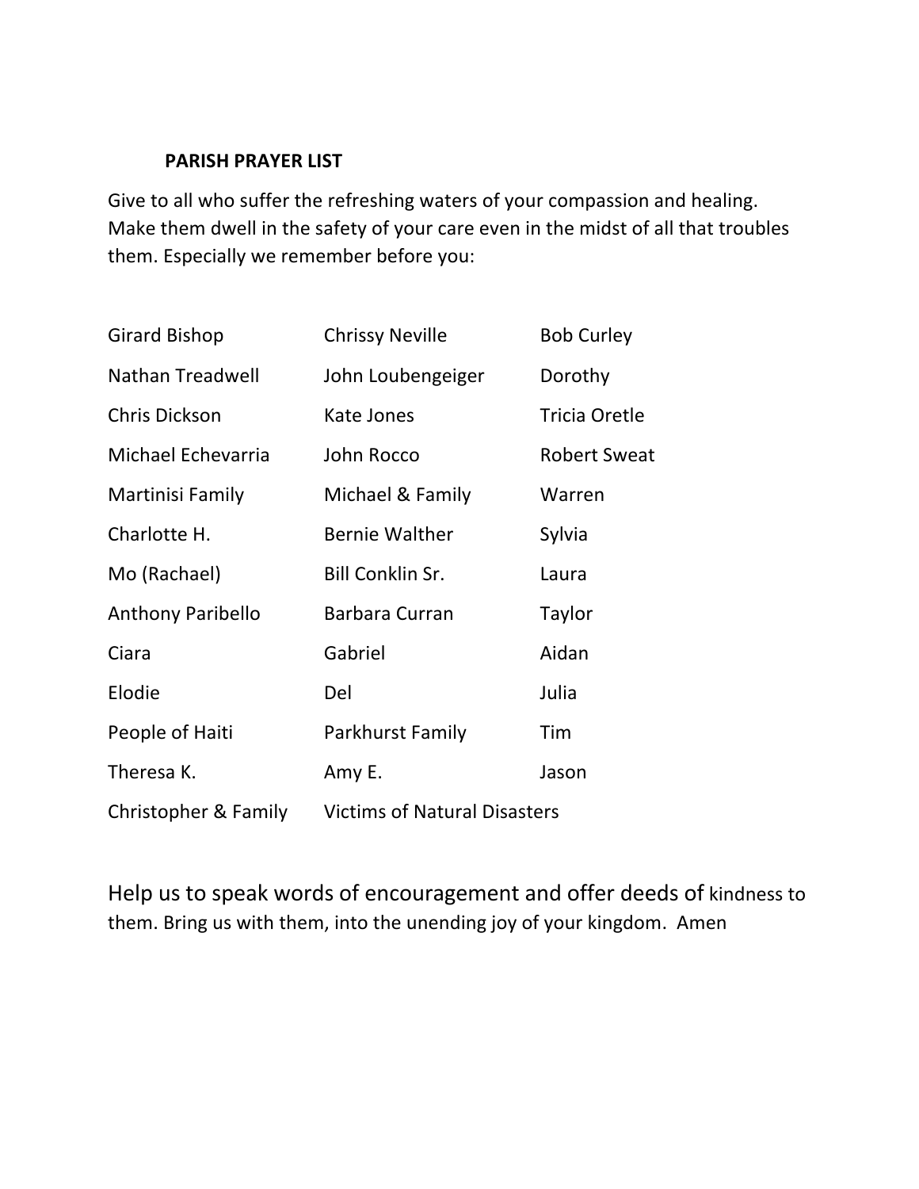**PARISH PRAYER LIST**

Give to all who suffer the refreshing waters of your compassion and healing. Make them dwell in the safety of your care even in the midst of all that troubles them. Especially we remember before you:

| | | |
|---|---|---|
| Girard Bishop | Chrissy Neville | Bob Curley |
| Nathan Treadwell | John Loubengeiger | Dorothy |
| Chris Dickson | Kate Jones | Tricia Oretle |
| Michael Echevarria | John Rocco | Robert Sweat |
| Martinisi Family | Michael & Family | Warren |
| Charlotte H. | Bernie Walther | Sylvia |
| Mo (Rachael) | Bill Conklin Sr. | Laura |
| Anthony Paribello | Barbara Curran | Taylor |
| Ciara | Gabriel | Aidan |
| Elodie | Del | Julia |
| People of Haiti | Parkhurst Family | Tim |
| Theresa K. | Amy E. | Jason |
| Christopher & Family | Victims of Natural Disasters | |

Help us to speak words of encouragement and offer deeds of kindness to them. Bring us with them, into the unending joy of your kingdom. Amen